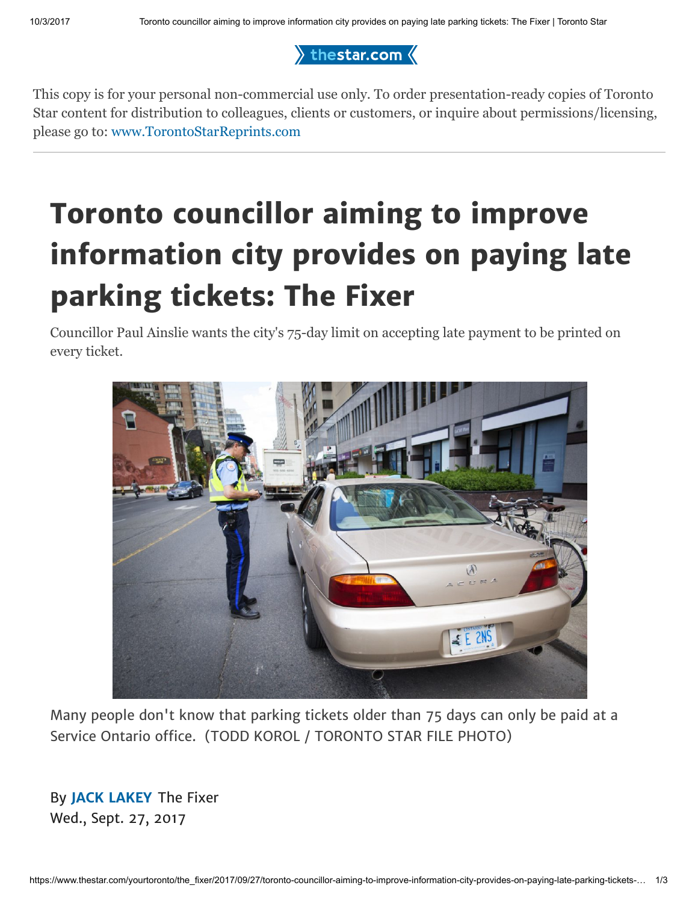thestar.com

This copy is for your personal non-commercial use only. To order presentation-ready copies of Toronto Star content for distribution to colleagues, clients or customers, or inquire about permissions/licensing, please go to: www.TorontoStarReprints.com

# Toronto councillor aiming to improve information city provides on paying late parking tickets: The Fixer

Councillor Paul Ainslie wants the city's 75-day limit on accepting late payment to be printed on every ticket.

Many people don't know that parking tickets older than 75 days can only be paid at a Service Ontario office. (TODD KOROL / TORONTO STAR FILE PHOTO)

By **JACK LAKEY** The Fixer
Wed., Sept. 27, 2017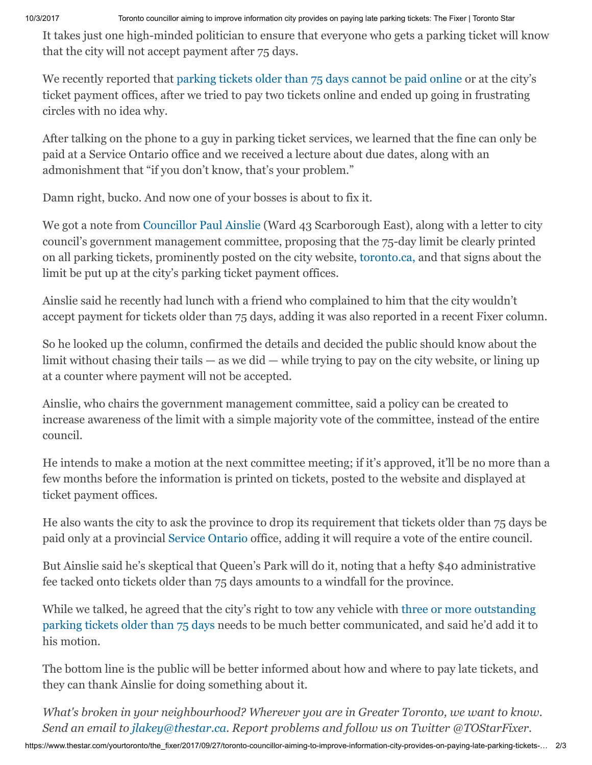It takes just one high-minded politician to ensure that everyone who gets a parking ticket will know that the city will not accept payment after 75 days.

We recently reported that parking tickets older than 75 days cannot be paid online or at the city's ticket payment offices, after we tried to pay two tickets online and ended up going in frustrating circles with no idea why.

After talking on the phone to a guy in parking ticket services, we learned that the fine can only be paid at a Service Ontario office and we received a lecture about due dates, along with an admonishment that "if you don't know, that's your problem."

Damn right, bucko. And now one of your bosses is about to fix it.

We got a note from Councillor Paul Ainslie (Ward 43 Scarborough East), along with a letter to city council's government management committee, proposing that the 75-day limit be clearly printed on all parking tickets, prominently posted on the city website, toronto.ca, and that signs about the limit be put up at the city's parking ticket payment offices.

Ainslie said he recently had lunch with a friend who complained to him that the city wouldn't accept payment for tickets older than 75 days, adding it was also reported in a recent Fixer column.

So he looked up the column, confirmed the details and decided the public should know about the limit without chasing their tails — as we did — while trying to pay on the city website, or lining up at a counter where payment will not be accepted.

Ainslie, who chairs the government management committee, said a policy can be created to increase awareness of the limit with a simple majority vote of the committee, instead of the entire council.

He intends to make a motion at the next committee meeting; if it's approved, it'll be no more than a few months before the information is printed on tickets, posted to the website and displayed at ticket payment offices.

He also wants the city to ask the province to drop its requirement that tickets older than 75 days be paid only at a provincial Service Ontario office, adding it will require a vote of the entire council.

But Ainslie said he's skeptical that Queen's Park will do it, noting that a hefty $40 administrative fee tacked onto tickets older than 75 days amounts to a windfall for the province.

While we talked, he agreed that the city's right to tow any vehicle with three or more outstanding parking tickets older than 75 days needs to be much better communicated, and said he'd add it to his motion.

The bottom line is the public will be better informed about how and where to pay late tickets, and they can thank Ainslie for doing something about it.

*What's broken in your neighbourhood? Wherever you are in Greater Toronto, we want to know. Send an email to jlakey@thestar.ca. Report problems and follow us on Twitter @TOStarFixer.*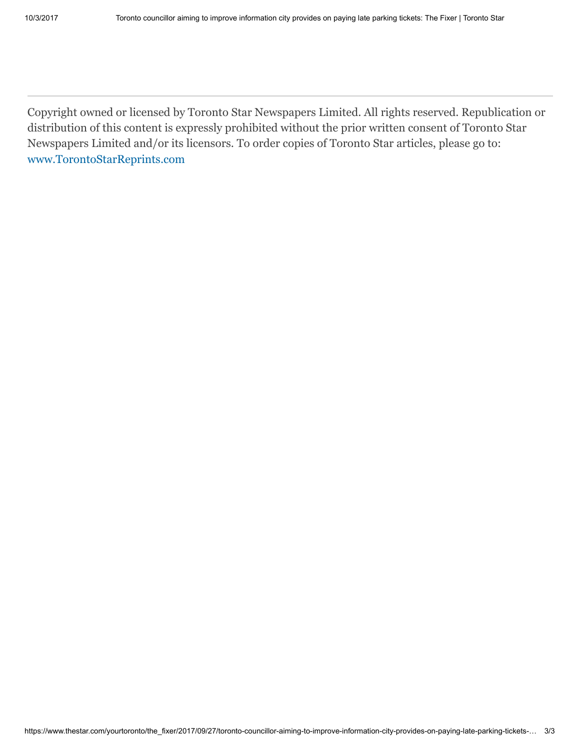Copyright owned or licensed by Toronto Star Newspapers Limited. All rights reserved. Republication or distribution of this content is expressly prohibited without the prior written consent of Toronto Star Newspapers Limited and/or its licensors. To order copies of Toronto Star articles, please go to: www.TorontoStarReprints.com